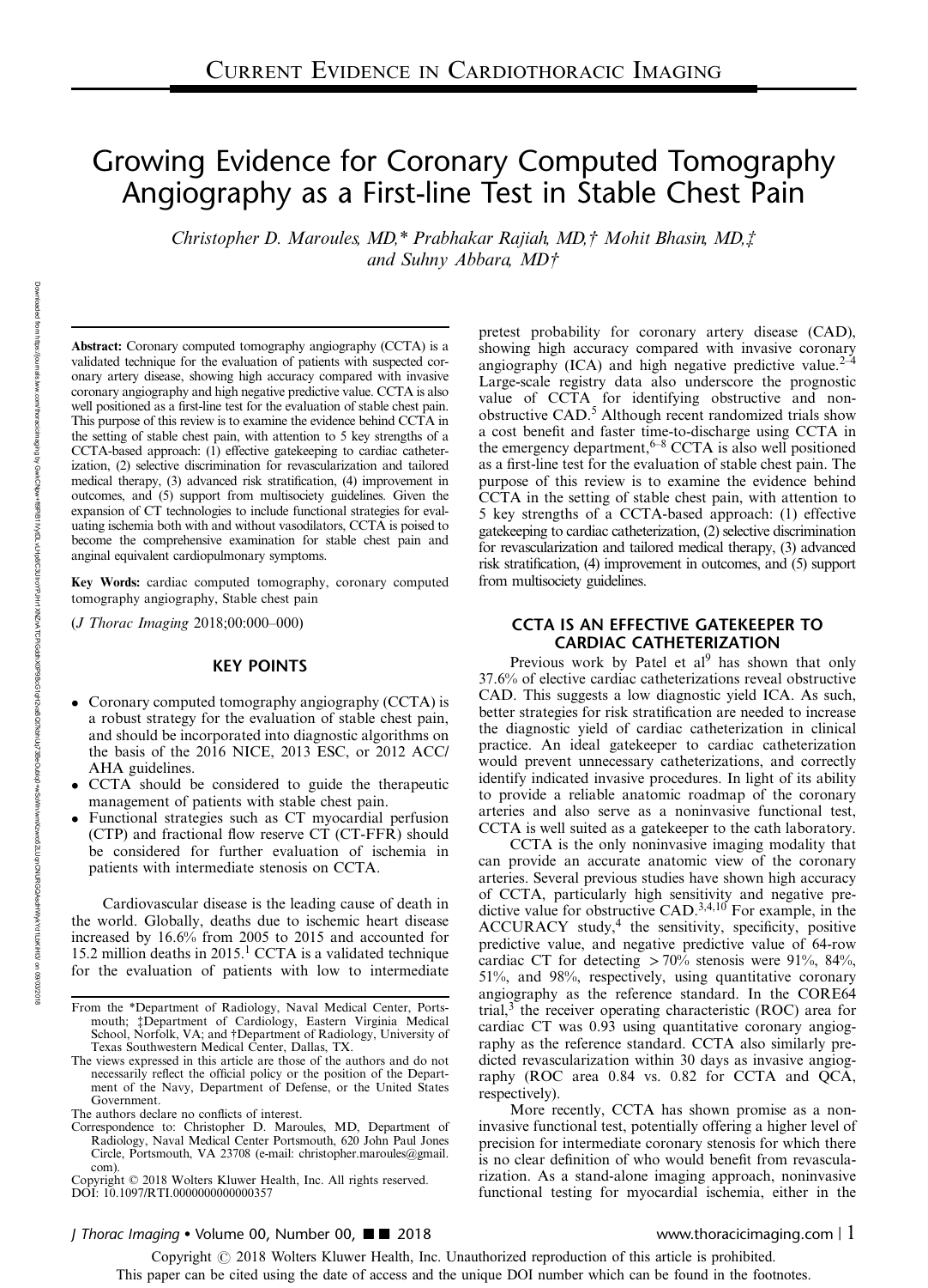# Growing Evidence for Coronary Computed Tomography Angiography as a First-line Test in Stable Chest Pain

*Christopher D. Maroules, MD,\* Prabhakar Rajiah, MD,† Mohit Bhasin, MD,‡ and Suhny Abbara, MD†*

**Abstract:** Coronary computed tomography angiography (CCTA) is a validated technique for the evaluation of patients with suspected coronary artery disease, showing high accuracy compared with invasive coronary angiography and high negative predictive value. CCTA is also well positioned as a first-line test for the evaluation of stable chest pain. This purpose of this review is to examine the evidence behind CCTA in the setting of stable chest pain, with attention to 5 key strengths of a CCTA-based approach: (1) effective gatekeeping to cardiac catheterization, (2) selective discrimination for revascularization and tailored medical therapy, (3) advanced risk stratification, (4) improvement in outcomes, and (5) support from multisociety guidelines. Given the expansion of CT technologies to include functional strategies for evaluating ischemia both with and without vasodilators, CCTA is poised to become the comprehensive examination for stable chest pain and anginal equivalent cardiopulmonary symptoms.

**Key Words:** cardiac computed tomography, coronary computed tomography angiography, Stable chest pain

(*J Thorac Imaging* 2018;00:000–000)

## KEY POINTS

- Coronary computed tomography angiography (CCTA) is a robust strategy for the evaluation of stable chest pain, and should be incorporated into diagnostic algorithms on the basis of the 2016 NICE, 2013 ESC, or 2012 ACC/AHA guidelines.
- CCTA should be considered to guide the therapeutic management of patients with stable chest pain.
- Functional strategies such as CT myocardial perfusion (CTP) and fractional flow reserve CT (CT-FFR) should be considered for further evaluation of ischemia in patients with intermediate stenosis on CCTA.

Cardiovascular disease is the leading cause of death in the world. Globally, deaths due to ischemic heart disease increased by 16.6% from 2005 to 2015 and accounted for 15.2 million deaths in 2015.[1] CCTA is a validated technique for the evaluation of patients with low to intermediate pretest probability for coronary artery disease (CAD), showing high accuracy compared with invasive coronary angiography (ICA) and high negative predictive value.[2–4] Large-scale registry data also underscore the prognostic value of CCTA for identifying obstructive and nonobstructive CAD.[5] Although recent randomized trials show a cost benefit and faster time-to-discharge using CCTA in the emergency department,[6–8] CCTA is also well positioned as a first-line test for the evaluation of stable chest pain. The purpose of this review is to examine the evidence behind CCTA in the setting of stable chest pain, with attention to 5 key strengths of a CCTA-based approach: (1) effective gatekeeping to cardiac catheterization, (2) selective discrimination for revascularization and tailored medical therapy, (3) advanced risk stratification, (4) improvement in outcomes, and (5) support from multisociety guidelines.

## CCTA IS AN EFFECTIVE GATEKEEPER TO CARDIAC CATHETERIZATION

Previous work by Patel et al[9] has shown that only 37.6% of elective cardiac catheterizations reveal obstructive CAD. This suggests a low diagnostic yield ICA. As such, better strategies for risk stratification are needed to increase the diagnostic yield of cardiac catheterization in clinical practice. An ideal gatekeeper to cardiac catheterization would prevent unnecessary catheterizations, and correctly identify indicated invasive procedures. In light of its ability to provide a reliable anatomic roadmap of the coronary arteries and also serve as a noninvasive functional test, CCTA is well suited as a gatekeeper to the cath laboratory.

CCTA is the only noninvasive imaging modality that can provide an accurate anatomic view of the coronary arteries. Several previous studies have shown high accuracy of CCTA, particularly high sensitivity and negative predictive value for obstructive CAD.[3,4,10] For example, in the ACCURACY study,[4] the sensitivity, specificity, positive predictive value, and negative predictive value of 64-row cardiac CT for detecting >70% stenosis were 91%, 84%, 51%, and 98%, respectively, using quantitative coronary angiography as the reference standard. In the CORE64 trial,[3] the receiver operating characteristic (ROC) area for cardiac CT was 0.93 using quantitative coronary angiography as the reference standard. CCTA also similarly predicted revascularization within 30 days as invasive angiography (ROC area 0.84 vs. 0.82 for CCTA and QCA, respectively).

More recently, CCTA has shown promise as a noninvasive functional test, potentially offering a higher level of precision for intermediate coronary stenosis for which there is no clear definition of who would benefit from revascularization. As a stand-alone imaging approach, noninvasive functional testing for myocardial ischemia, either in the

From the \*Department of Radiology, Naval Medical Center, Portsmouth; ‡Department of Cardiology, Eastern Virginia Medical School, Norfolk, VA; and †Department of Radiology, University of Texas Southwestern Medical Center, Dallas, TX.

The views expressed in this article are those of the authors and do not necessarily reflect the official policy or the position of the Department of the Navy, Department of Defense, or the United States Government.

The authors declare no conflicts of interest.

Correspondence to: Christopher D. Maroules, MD, Department of Radiology, Naval Medical Center Portsmouth, 620 John Paul Jones Circle, Portsmouth, VA 23708 (e-mail: christopher.maroules@gmail.com).

Copyright © 2018 Wolters Kluwer Health, Inc. All rights reserved.
DOI: 10.1097/RTI.0000000000000357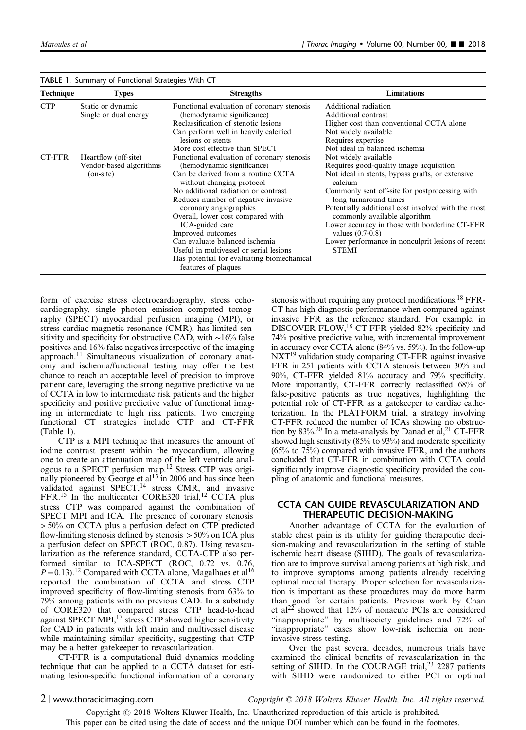**TABLE 1.** Summary of Functional Strategies With CT

| Technique | Types | Strengths | Limitations |
|---|---|---|---|
| CTP | Static or dynamic<br>Single or dual energy | Functional evaluation of coronary stenosis (hemodynamic significance)<br>Reclassification of stenotic lesions<br>Can perform well in heavily calcified lesions or stents<br>More cost effective than SPECT | Additional radiation<br>Additional contrast<br>Higher cost than conventional CCTA alone<br>Not widely available<br>Requires expertise<br>Not ideal in balanced ischemia |
| CT-FFR | Heartflow (off-site)<br>Vendor-based algorithms (on-site) | Functional evaluation of coronary stenosis (hemodynamic significance)<br>Can be derived from a routine CCTA without changing protocol<br>No additional radiation or contrast<br>Reduces number of negative invasive coronary angiographies<br>Overall, lower cost compared with ICA-guided care<br>Improved outcomes<br>Can evaluate balanced ischemia<br>Useful in multivessel or serial lesions<br>Has potential for evaluating biomechanical features of plaques | Not widely available<br>Requires good-quality image acquisition<br>Not ideal in stents, bypass grafts, or extensive calcium<br>Commonly sent off-site for postprocessing with long turnaround times<br>Potentially additional cost involved with the most commonly available algorithm<br>Lower accuracy in those with borderline CT-FFR values (0.7-0.8)<br>Lower performance in nonculprit lesions of recent STEMI |

form of exercise stress electrocardiography, stress echocardiography, single photon emission computed tomography (SPECT) myocardial perfusion imaging (MPI), or stress cardiac magnetic resonance (CMR), has limited sensitivity and specificity for obstructive CAD, with ~16% false positives and 16% false negatives irrespective of the imaging approach.[11] Simultaneous visualization of coronary anatomy and ischemia/functional testing may offer the best chance to reach an acceptable level of precision to improve patient care, leveraging the strong negative predictive value of CCTA in low to intermediate risk patients and the higher specificity and positive predictive value of functional imaging in intermediate to high risk patients. Two emerging functional CT strategies include CTP and CT-FFR (Table 1).

CTP is a MPI technique that measures the amount of iodine contrast present within the myocardium, allowing one to create an attenuation map of the left ventricle analogous to a SPECT perfusion map.[12] Stress CTP was originally pioneered by George et al[13] in 2006 and has since been validated against SPECT,[14] stress CMR, and invasive FFR.[15] In the multicenter CORE320 trial,[12] CCTA plus stress CTP was compared against the combination of SPECT MPI and ICA. The presence of coronary stenosis > 50% on CCTA plus a perfusion defect on CTP predicted flow-limiting stenosis defined by stenosis > 50% on ICA plus a perfusion defect on SPECT (ROC, 0.87). Using revascularization as the reference standard, CCTA-CTP also performed similar to ICA-SPECT (ROC, 0.72 vs. 0.76, $P = 0.13$).[12] Compared with CCTA alone, Magalhaes et al[16] reported the combination of CCTA and stress CTP improved specificity of flow-limiting stenosis from 63% to 79% among patients with no previous CAD. In a substudy of CORE320 that compared stress CTP head-to-head against SPECT MPI,[17] stress CTP showed higher sensitivity for CAD in patients with left main and multivessel disease while maintaining similar specificity, suggesting that CTP may be a better gatekeeper to revascularization.

CT-FFR is a computational fluid dynamics modeling technique that can be applied to a CCTA dataset for estimating lesion-specific functional information of a coronary stenosis without requiring any protocol modifications.[18] FFR-CT has high diagnostic performance when compared against invasive FFR as the reference standard. For example, in DISCOVER-FLOW,[18] CT-FFR yielded 82% specificity and 74% positive predictive value, with incremental improvement in accuracy over CCTA alone (84% vs. 59%). In the follow-up NXT[19] validation study comparing CT-FFR against invasive FFR in 251 patients with CCTA stenosis between 30% and 90%, CT-FFR yielded 81% accuracy and 79% specificity. More importantly, CT-FFR correctly reclassified 68% of false-positive patients as true negatives, highlighting the potential role of CT-FFR as a gatekeeper to cardiac catheterization. In the PLATFORM trial, a strategy involving CT-FFR reduced the number of ICAs showing no obstruction by 83%.[20] In a meta-analysis by Danad et al,[21] CT-FFR showed high sensitivity (85% to 93%) and moderate specificity (65% to 75%) compared with invasive FFR, and the authors concluded that CT-FFR in combination with CCTA could significantly improve diagnostic specificity provided the coupling of anatomic and functional measures.

## CCTA CAN GUIDE REVASCULARIZATION AND THERAPEUTIC DECISION-MAKING

Another advantage of CCTA for the evaluation of stable chest pain is its utility for guiding therapeutic decision-making and revascularization in the setting of stable ischemic heart disease (SIHD). The goals of revascularization are to improve survival among patients at high risk, and to improve symptoms among patients already receiving optimal medial therapy. Proper selection for revascularization is important as these procedures may do more harm than good for certain patients. Previous work by Chan et al[22] showed that 12% of nonacute PCIs are considered "inappropriate" by multisociety guidelines and 72% of "inappropriate" cases show low-risk ischemia on noninvasive stress testing.

Over the past several decades, numerous trials have examined the clinical benefits of revascularization in the setting of SIHD. In the COURAGE trial,[23] 2287 patients with SIHD were randomized to either PCI or optimal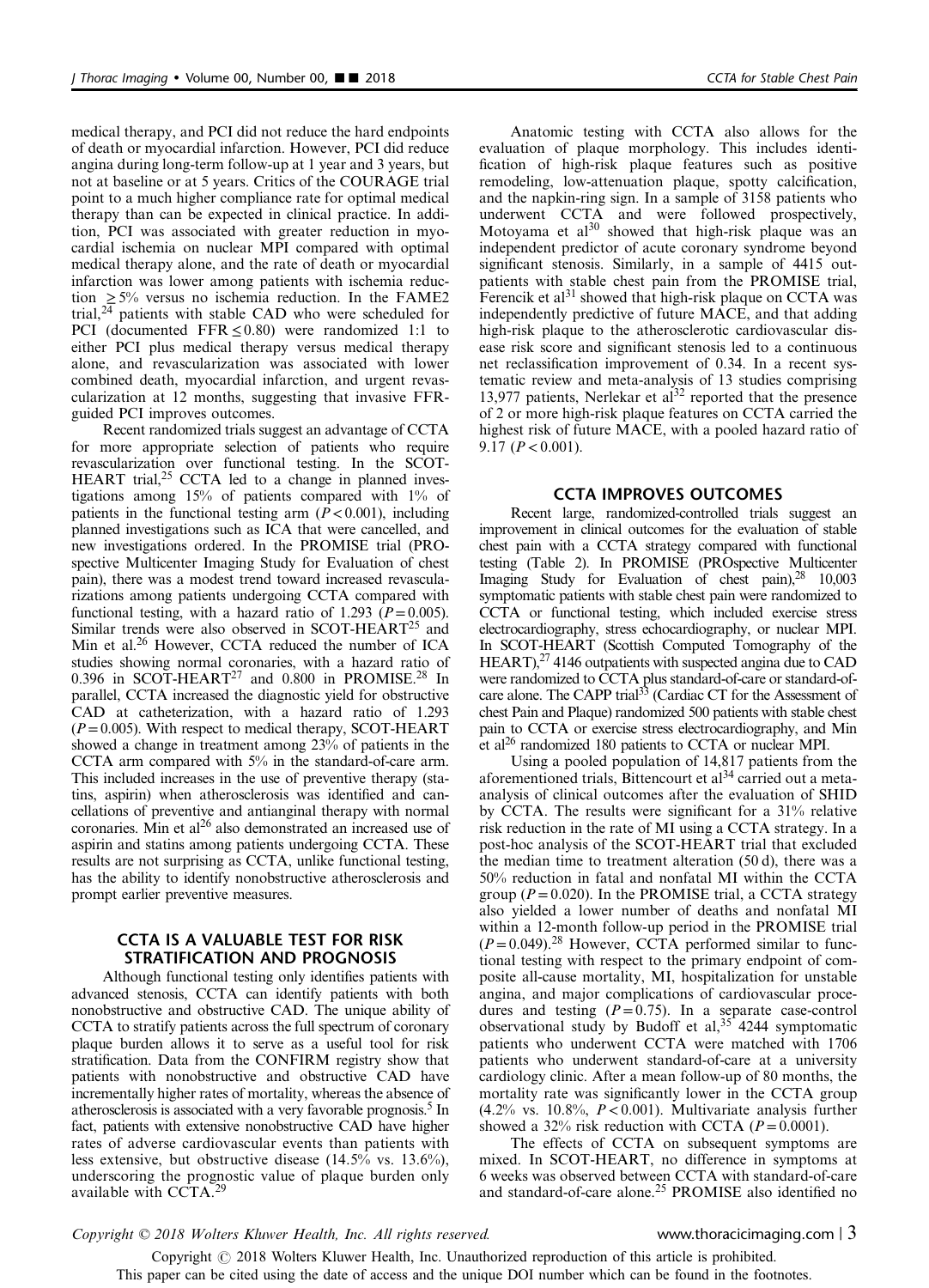medical therapy, and PCI did not reduce the hard endpoints of death or myocardial infarction. However, PCI did reduce angina during long-term follow-up at 1 year and 3 years, but not at baseline or at 5 years. Critics of the COURAGE trial point to a much higher compliance rate for optimal medical therapy than can be expected in clinical practice. In addition, PCI was associated with greater reduction in myocardial ischemia on nuclear MPI compared with optimal medical therapy alone, and the rate of death or myocardial infarction was lower among patients with ischemia reduction $\geq 5\%$ versus no ischemia reduction. In the FAME2 trial,[24] patients with stable CAD who were scheduled for PCI (documented FFR $\leq 0.80$) were randomized 1:1 to either PCI plus medical therapy versus medical therapy alone, and revascularization was associated with lower combined death, myocardial infarction, and urgent revascularization at 12 months, suggesting that invasive FFR-guided PCI improves outcomes.

Recent randomized trials suggest an advantage of CCTA for more appropriate selection of patients who require revascularization over functional testing. In the SCOT-HEART trial,[25] CCTA led to a change in planned investigations among 15% of patients compared with 1% of patients in the functional testing arm ($P < 0.001$), including planned investigations such as ICA that were cancelled, and new investigations ordered. In the PROMISE trial (PROspective Multicenter Imaging Study for Evaluation of chest pain), there was a modest trend toward increased revascularizations among patients undergoing CCTA compared with functional testing, with a hazard ratio of 1.293 ($P = 0.005$). Similar trends were also observed in SCOT-HEART[25] and Min et al.[26] However, CCTA reduced the number of ICA studies showing normal coronaries, with a hazard ratio of 0.396 in SCOT-HEART[27] and 0.800 in PROMISE.[28] In parallel, CCTA increased the diagnostic yield for obstructive CAD at catheterization, with a hazard ratio of 1.293 ($P = 0.005$). With respect to medical therapy, SCOT-HEART showed a change in treatment among 23% of patients in the CCTA arm compared with 5% in the standard-of-care arm. This included increases in the use of preventive therapy (statins, aspirin) when atherosclerosis was identified and cancellations of preventive and antianginal therapy with normal coronaries. Min et al[26] also demonstrated an increased use of aspirin and statins among patients undergoing CCTA. These results are not surprising as CCTA, unlike functional testing, has the ability to identify nonobstructive atherosclerosis and prompt earlier preventive measures.

## CCTA IS A VALUABLE TEST FOR RISK STRATIFICATION AND PROGNOSIS

Although functional testing only identifies patients with advanced stenosis, CCTA can identify patients with both nonobstructive and obstructive CAD. The unique ability of CCTA to stratify patients across the full spectrum of coronary plaque burden allows it to serve as a useful tool for risk stratification. Data from the CONFIRM registry show that patients with nonobstructive and obstructive CAD have incrementally higher rates of mortality, whereas the absence of atherosclerosis is associated with a very favorable prognosis.[5] In fact, patients with extensive nonobstructive CAD have higher rates of adverse cardiovascular events than patients with less extensive, but obstructive disease (14.5% vs. 13.6%), underscoring the prognostic value of plaque burden only available with CCTA.[29]

Anatomic testing with CCTA also allows for the evaluation of plaque morphology. This includes identification of high-risk plaque features such as positive remodeling, low-attenuation plaque, spotty calcification, and the napkin-ring sign. In a sample of 3158 patients who underwent CCTA and were followed prospectively, Motoyama et al[30] showed that high-risk plaque was an independent predictor of acute coronary syndrome beyond significant stenosis. Similarly, in a sample of 4415 outpatients with stable chest pain from the PROMISE trial, Ferencik et al[31] showed that high-risk plaque on CCTA was independently predictive of future MACE, and that adding high-risk plaque to the atherosclerotic cardiovascular disease risk score and significant stenosis led to a continuous net reclassification improvement of 0.34. In a recent systematic review and meta-analysis of 13 studies comprising 13,977 patients, Nerlekar et al[32] reported that the presence of 2 or more high-risk plaque features on CCTA carried the highest risk of future MACE, with a pooled hazard ratio of 9.17 ($P < 0.001$).

## CCTA IMPROVES OUTCOMES

Recent large, randomized-controlled trials suggest an improvement in clinical outcomes for the evaluation of stable chest pain with a CCTA strategy compared with functional testing (Table 2). In PROMISE (PROspective Multicenter Imaging Study for Evaluation of chest pain),[28] 10,003 symptomatic patients with stable chest pain were randomized to CCTA or functional testing, which included exercise stress electrocardiography, stress echocardiography, or nuclear MPI. In SCOT-HEART (Scottish Computed Tomography of the HEART),[27] 4146 outpatients with suspected angina due to CAD were randomized to CCTA plus standard-of-care or standard-of-care alone. The CAPP trial[33] (Cardiac CT for the Assessment of chest Pain and Plaque) randomized 500 patients with stable chest pain to CCTA or exercise stress electrocardiography, and Min et al[26] randomized 180 patients to CCTA or nuclear MPI.

Using a pooled population of 14,817 patients from the aforementioned trials, Bittencourt et al[34] carried out a meta-analysis of clinical outcomes after the evaluation of SHID by CCTA. The results were significant for a 31% relative risk reduction in the rate of MI using a CCTA strategy. In a post-hoc analysis of the SCOT-HEART trial that excluded the median time to treatment alteration (50 d), there was a 50% reduction in fatal and nonfatal MI within the CCTA group ($P = 0.020$). In the PROMISE trial, a CCTA strategy also yielded a lower number of deaths and nonfatal MI within a 12-month follow-up period in the PROMISE trial ($P = 0.049$).[28] However, CCTA performed similar to functional testing with respect to the primary endpoint of composite all-cause mortality, MI, hospitalization for unstable angina, and major complications of cardiovascular procedures and testing ($P = 0.75$). In a separate case-control observational study by Budoff et al,[35] 4244 symptomatic patients who underwent CCTA were matched with 1706 patients who underwent standard-of-care at a university cardiology clinic. After a mean follow-up of 80 months, the mortality rate was significantly lower in the CCTA group (4.2% vs. 10.8%, $P < 0.001$). Multivariate analysis further showed a 32% risk reduction with CCTA ($P = 0.0001$).

The effects of CCTA on subsequent symptoms are mixed. In SCOT-HEART, no difference in symptoms at 6 weeks was observed between CCTA with standard-of-care and standard-of-care alone.[25] PROMISE also identified no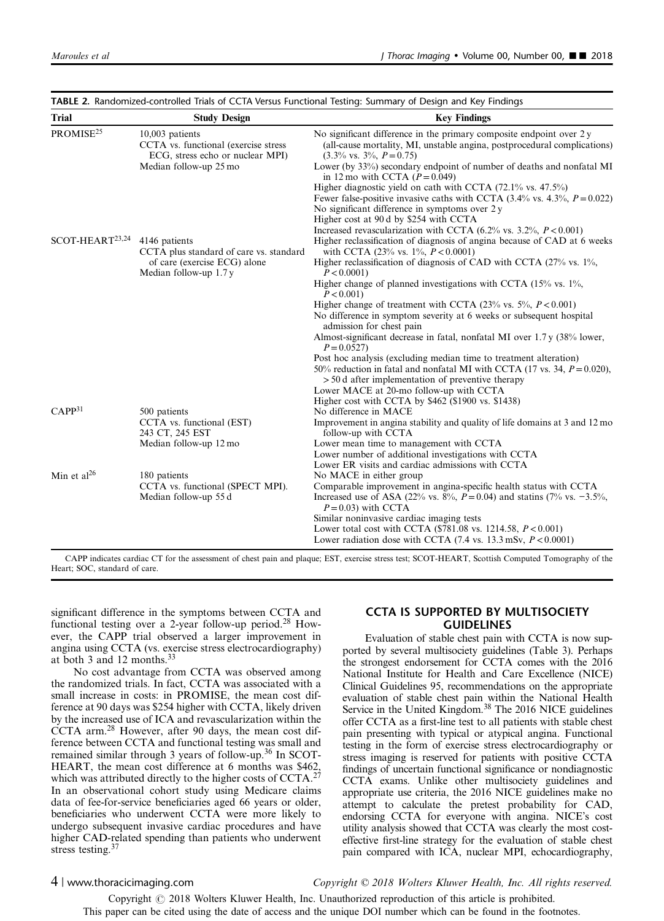**TABLE 2.** Randomized-controlled Trials of CCTA Versus Functional Testing: Summary of Design and Key Findings

| Trial | Study Design | Key Findings |
|---|---|---|
| PROMISE[25] | 10,003 patients<br>CCTA vs. functional (exercise stress ECG, stress echo or nuclear MPI)<br>Median follow-up 25 mo | No significant difference in the primary composite endpoint over 2 y (all-cause mortality, MI, unstable angina, postprocedural complications) (3.3% vs. 3%, $P=0.75$)<br>Lower (by 33%) secondary endpoint of number of deaths and nonfatal MI in 12 mo with CCTA ($P=0.049$)<br>Higher diagnostic yield on cath with CCTA (72.1% vs. 47.5%)<br>Fewer false-positive invasive caths with CCTA (3.4% vs. 4.3%, $P=0.022$)<br>No significant difference in symptoms over 2 y<br>Higher cost at 90 d by $254 with CCTA<br>Increased revascularization with CCTA (6.2% vs. 3.2%, $P<0.001$) |
| SCOT-HEART[23,24] | 4146 patients<br>CCTA plus standard of care vs. standard of care (exercise ECG) alone<br>Median follow-up 1.7 y | Higher reclassification of diagnosis of angina because of CAD at 6 weeks with CCTA (23% vs. 1%, $P<0.0001$)<br>Higher reclassification of diagnosis of CAD with CCTA (27% vs. 1%, $P<0.0001$)<br>Higher change of planned investigations with CCTA (15% vs. 1%, $P<0.001$)<br>Higher change of treatment with CCTA (23% vs. 5%, $P<0.001$)<br>No difference in symptom severity at 6 weeks or subsequent hospital admission for chest pain<br>Almost-significant decrease in fatal, nonfatal MI over 1.7 y (38% lower, $P=0.0527$)<br>Post hoc analysis (excluding median time to treatment alteration)<br>50% reduction in fatal and nonfatal MI with CCTA (17 vs. 34, $P=0.020$), > 50 d after implementation of preventive therapy<br>Lower MACE at 20-mo follow-up with CCTA<br>Higher cost with CCTA by $462 ($1900 vs. $1438) |
| CAPP[31] | 500 patients<br>CCTA vs. functional (EST)<br>243 CT, 245 EST<br>Median follow-up 12 mo | No difference in MACE<br>Improvement in angina stability and quality of life domains at 3 and 12 mo follow-up with CCTA<br>Lower mean time to management with CCTA<br>Lower number of additional investigations with CCTA<br>Lower ER visits and cardiac admissions with CCTA |
| Min et al[26] | 180 patients<br>CCTA vs. functional (SPECT MPI).<br>Median follow-up 55 d | No MACE in either group<br>Comparable improvement in angina-specific health status with CCTA<br>Increased use of ASA (22% vs. 8%, $P=0.04$) and statins (7% vs. −3.5%, $P=0.03$) with CCTA<br>Similar noninvasive cardiac imaging tests<br>Lower total cost with CCTA ($781.08 vs. 1214.58, $P<0.001$)<br>Lower radiation dose with CCTA (7.4 vs. 13.3 mSv, $P<0.0001$) |

CAPP indicates cardiac CT for the assessment of chest pain and plaque; EST, exercise stress test; SCOT-HEART, Scottish Computed Tomography of the Heart; SOC, standard of care.

significant difference in the symptoms between CCTA and functional testing over a 2-year follow-up period.[28] However, the CAPP trial observed a larger improvement in angina using CCTA (vs. exercise stress electrocardiography) at both 3 and 12 months.[33]

No cost advantage from CCTA was observed among the randomized trials. In fact, CCTA was associated with a small increase in costs: in PROMISE, the mean cost difference at 90 days was $254 higher with CCTA, likely driven by the increased use of ICA and revascularization within the CCTA arm.[28] However, after 90 days, the mean cost difference between CCTA and functional testing was small and remained similar through 3 years of follow-up.[36] In SCOT-HEART, the mean cost difference at 6 months was $462, which was attributed directly to the higher costs of CCTA.[27] In an observational cohort study using Medicare claims data of fee-for-service beneficiaries aged 66 years or older, beneficiaries who underwent CCTA were more likely to undergo subsequent invasive cardiac procedures and have higher CAD-related spending than patients who underwent stress testing.[37]

## CCTA IS SUPPORTED BY MULTISOCIETY GUIDELINES

Evaluation of stable chest pain with CCTA is now supported by several multisociety guidelines (Table 3). Perhaps the strongest endorsement for CCTA comes with the 2016 National Institute for Health and Care Excellence (NICE) Clinical Guidelines 95, recommendations on the appropriate evaluation of stable chest pain within the National Health Service in the United Kingdom.[38] The 2016 NICE guidelines offer CCTA as a first-line test to all patients with stable chest pain presenting with typical or atypical angina. Functional testing in the form of exercise stress electrocardiography or stress imaging is reserved for patients with positive CCTA findings of uncertain functional significance or nondiagnostic CCTA exams. Unlike other multisociety guidelines and appropriate use criteria, the 2016 NICE guidelines make no attempt to calculate the pretest probability for CAD, endorsing CCTA for everyone with angina. NICE's cost utility analysis showed that CCTA was clearly the most cost-effective first-line strategy for the evaluation of stable chest pain compared with ICA, nuclear MPI, echocardiography,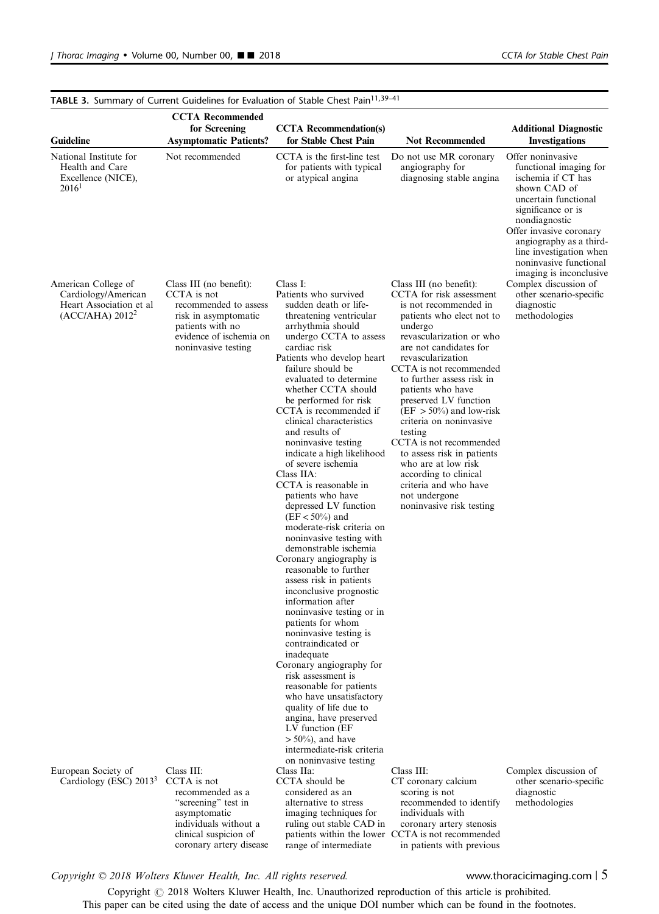**TABLE 3.** Summary of Current Guidelines for Evaluation of Stable Chest Pain[11,39–41]

| Guideline | CCTA Recommended for Screening Asymptomatic Patients? | CCTA Recommendation(s) for Stable Chest Pain | Not Recommended | Additional Diagnostic Investigations |
|---|---|---|---|---|
| National Institute for Health and Care Excellence (NICE), 2016[1] | Not recommended | CCTA is the first-line test for patients with typical or atypical angina | Do not use MR coronary angiography for diagnosing stable angina | Offer noninvasive functional imaging for ischemia if CT has shown CAD of uncertain functional significance or is nondiagnostic<br>Offer invasive coronary angiography as a third-line investigation when noninvasive functional imaging is inconclusive |
| American College of Cardiology/American Heart Association et al (ACC/AHA) 2012[2] | Class III (no benefit):<br>CCTA is not recommended to assess risk in asymptomatic patients with no evidence of ischemia on noninvasive testing | Class I:<br>Patients who survived sudden death or life-threatening ventricular arrhythmia should undergo CCTA to assess cardiac risk<br>Patients who develop heart failure should be evaluated to determine whether CCTA should be performed for risk<br>CCTA is recommended if clinical characteristics and results of noninvasive testing indicate a high likelihood of severe ischemia<br>Class IIA:<br>CCTA is reasonable in patients who have depressed LV function (EF < 50%) and moderate-risk criteria on noninvasive testing with demonstrable ischemia<br>Coronary angiography is reasonable to further assess risk in patients inconclusive prognostic information after noninvasive testing or in patients for whom noninvasive testing is contraindicated or inadequate<br>Coronary angiography for risk assessment is reasonable for patients who have unsatisfactory quality of life due to angina, have preserved LV function (EF > 50%), and have intermediate-risk criteria on noninvasive testing | Class III (no benefit):<br>CCTA for risk assessment is not recommended in patients who elect not to undergo revascularization or who are not candidates for revascularization<br>CCTA is not recommended to further assess risk in patients who have preserved LV function (EF > 50%) and low-risk criteria on noninvasive testing<br>CCTA is not recommended to assess risk in patients who are at low risk according to clinical criteria and who have not undergone noninvasive risk testing | Complex discussion of other scenario-specific diagnostic methodologies |
| European Society of Cardiology (ESC) 2013[3] | Class III:<br>CCTA is not recommended as a "screening" test in asymptomatic individuals without a clinical suspicion of coronary artery disease | Class IIa:<br>CCTA should be considered as an alternative to stress imaging techniques for ruling out stable CAD in patients within the lower range of intermediate | Class III:<br>CT coronary calcium scoring is not recommended to identify individuals with coronary artery stenosis<br>CCTA is not recommended in patients with previous | Complex discussion of other scenario-specific diagnostic methodologies |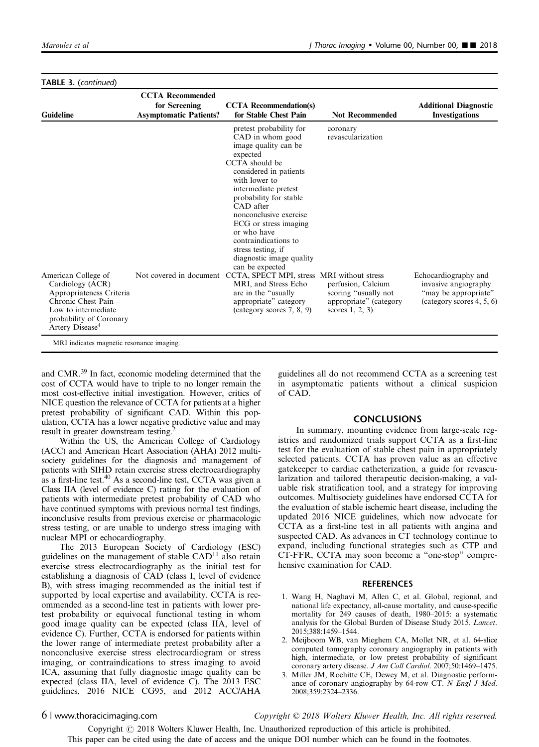TABLE 3. (continued)

| Guideline | CCTA Recommended for Screening Asymptomatic Patients? | CCTA Recommendation(s) for Stable Chest Pain | Not Recommended | Additional Diagnostic Investigations |
|---|---|---|---|---|
| | | pretest probability for CAD in whom good image quality can be expected<br>CCTA should be considered in patients with lower to intermediate pretest probability for stable CAD after nonconclusive exercise ECG or stress imaging or who have contraindications to stress testing, if diagnostic image quality can be expected | coronary revascularization | |
| American College of Cardiology (ACR) Appropriateness Criteria Chronic Chest Pain—Low to intermediate probability of Coronary Artery Disease[4] | Not covered in document | CCTA, SPECT MPI, stress MRI, and Stress Echo are in the "usually appropriate" category (category scores 7, 8, 9) | MRI without stress perfusion, Calcium scoring "usually not appropriate" (category scores 1, 2, 3) | Echocardiography and invasive angiography "may be appropriate" (category scores 4, 5, 6) |

MRI indicates magnetic resonance imaging.

and CMR.[39] In fact, economic modeling determined that the cost of CCTA would have to triple to no longer remain the most cost-effective initial investigation. However, critics of NICE question the relevance of CCTA for patients at a higher pretest probability of significant CAD. Within this population, CCTA has a lower negative predictive value and may result in greater downstream testing.[2]

Within the US, the American College of Cardiology (ACC) and American Heart Association (AHA) 2012 multisociety guidelines for the diagnosis and management of patients with SIHD retain exercise stress electrocardiography as a first-line test.[40] As a second-line test, CCTA was given a Class IIA (level of evidence C) rating for the evaluation of patients with intermediate pretest probability of CAD who have continued symptoms with previous normal test findings, inconclusive results from previous exercise or pharmacologic stress testing, or are unable to undergo stress imaging with nuclear MPI or echocardiography.

The 2013 European Society of Cardiology (ESC) guidelines on the management of stable CAD[11] also retain exercise stress electrocardiography as the initial test for establishing a diagnosis of CAD (class I, level of evidence B), with stress imaging recommended as the initial test if supported by local expertise and availability. CCTA is recommended as a second-line test in patients with lower pretest probability or equivocal functional testing in whom good image quality can be expected (class IIA, level of evidence C). Further, CCTA is endorsed for patients within the lower range of intermediate pretest probability after a nonconclusive exercise stress electrocardiogram or stress imaging, or contraindications to stress imaging to avoid ICA, assuming that fully diagnostic image quality can be expected (class IIA, level of evidence C). The 2013 ESC guidelines, 2016 NICE CG95, and 2012 ACC/AHA guidelines all do not recommend CCTA as a screening test in asymptomatic patients without a clinical suspicion of CAD.

## CONCLUSIONS

In summary, mounting evidence from large-scale registries and randomized trials support CCTA as a first-line test for the evaluation of stable chest pain in appropriately selected patients. CCTA has proven value as an effective gatekeeper to cardiac catheterization, a guide for revascularization and tailored therapeutic decision-making, a valuable risk stratification tool, and a strategy for improving outcomes. Multisociety guidelines have endorsed CCTA for the evaluation of stable ischemic heart disease, including the updated 2016 NICE guidelines, which now advocate for CCTA as a first-line test in all patients with angina and suspected CAD. As advances in CT technology continue to expand, including functional strategies such as CTP and CT-FFR, CCTA may soon become a "one-stop" comprehensive examination for CAD.

## REFERENCES

1. Wang H, Naghavi M, Allen C, et al. Global, regional, and national life expectancy, all-cause mortality, and cause-specific mortality for 249 causes of death, 1980–2015: a systematic analysis for the Global Burden of Disease Study 2015. *Lancet*. 2015;388:1459–1544.
2. Meijboom WB, van Mieghem CA, Mollet NR, et al. 64-slice computed tomography coronary angiography in patients with high, intermediate, or low pretest probability of significant coronary artery disease. *J Am Coll Cardiol*. 2007;50:1469–1475.
3. Miller JM, Rochitte CE, Dewey M, et al. Diagnostic performance of coronary angiography by 64-row CT. *N Engl J Med*. 2008;359:2324–2336.

Copyright © 2018 Wolters Kluwer Health, Inc. Unauthorized reproduction of this article is prohibited.
This paper can be cited using the date of access and the unique DOI number which can be found in the footnotes.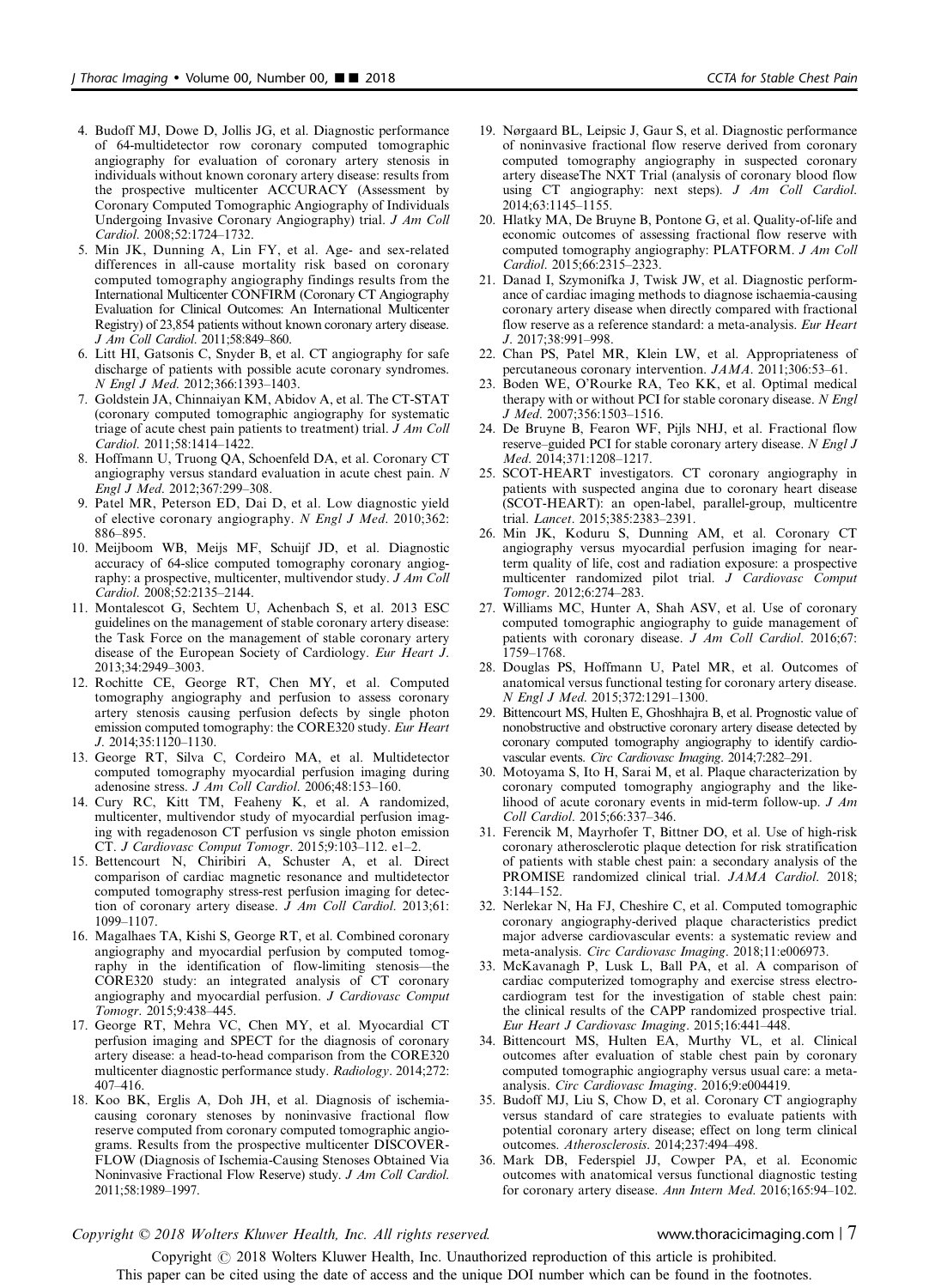4. Budoff MJ, Dowe D, Jollis JG, et al. Diagnostic performance of 64-multidetector row coronary computed tomographic angiography for evaluation of coronary artery stenosis in individuals without known coronary artery disease: results from the prospective multicenter ACCURACY (Assessment by Coronary Computed Tomographic Angiography of Individuals Undergoing Invasive Coronary Angiography) trial. *J Am Coll Cardiol*. 2008;52:1724–1732.
5. Min JK, Dunning A, Lin FY, et al. Age- and sex-related differences in all-cause mortality risk based on coronary computed tomography angiography findings results from the International Multicenter CONFIRM (Coronary CT Angiography Evaluation for Clinical Outcomes: An International Multicenter Registry) of 23,854 patients without known coronary artery disease. *J Am Coll Cardiol*. 2011;58:849–860.
6. Litt HI, Gatsonis C, Snyder B, et al. CT angiography for safe discharge of patients with possible acute coronary syndromes. *N Engl J Med*. 2012;366:1393–1403.
7. Goldstein JA, Chinnaiyan KM, Abidov A, et al. The CT-STAT (coronary computed tomographic angiography for systematic triage of acute chest pain patients to treatment) trial. *J Am Coll Cardiol*. 2011;58:1414–1422.
8. Hoffmann U, Truong QA, Schoenfeld DA, et al. Coronary CT angiography versus standard evaluation in acute chest pain. *N Engl J Med*. 2012;367:299–308.
9. Patel MR, Peterson ED, Dai D, et al. Low diagnostic yield of elective coronary angiography. *N Engl J Med*. 2010;362: 886–895.
10. Meijboom WB, Meijs MF, Schuijf JD, et al. Diagnostic accuracy of 64-slice computed tomography coronary angiography: a prospective, multicenter, multivendor study. *J Am Coll Cardiol*. 2008;52:2135–2144.
11. Montalescot G, Sechtem U, Achenbach S, et al. 2013 ESC guidelines on the management of stable coronary artery disease: the Task Force on the management of stable coronary artery disease of the European Society of Cardiology. *Eur Heart J*. 2013;34:2949–3003.
12. Rochitte CE, George RT, Chen MY, et al. Computed tomography angiography and perfusion to assess coronary artery stenosis causing perfusion defects by single photon emission computed tomography: the CORE320 study. *Eur Heart J*. 2014;35:1120–1130.
13. George RT, Silva C, Cordeiro MA, et al. Multidetector computed tomography myocardial perfusion imaging during adenosine stress. *J Am Coll Cardiol*. 2006;48:153–160.
14. Cury RC, Kitt TM, Feaheny K, et al. A randomized, multicenter, multivendor study of myocardial perfusion imaging with regadenoson CT perfusion vs single photon emission CT. *J Cardiovasc Comput Tomogr*. 2015;9:103–112. e1–2.
15. Bettencourt N, Chiribiri A, Schuster A, et al. Direct comparison of cardiac magnetic resonance and multidetector computed tomography stress-rest perfusion imaging for detection of coronary artery disease. *J Am Coll Cardiol*. 2013;61: 1099–1107.
16. Magalhaes TA, Kishi S, George RT, et al. Combined coronary angiography and myocardial perfusion by computed tomography in the identification of flow-limiting stenosis—the CORE320 study: an integrated analysis of CT coronary angiography and myocardial perfusion. *J Cardiovasc Comput Tomogr*. 2015;9:438–445.
17. George RT, Mehra VC, Chen MY, et al. Myocardial CT perfusion imaging and SPECT for the diagnosis of coronary artery disease: a head-to-head comparison from the CORE320 multicenter diagnostic performance study. *Radiology*. 2014;272: 407–416.
18. Koo BK, Erglis A, Doh JH, et al. Diagnosis of ischemia-causing coronary stenoses by noninvasive fractional flow reserve computed from coronary computed tomographic angiograms. Results from the prospective multicenter DISCOVER-FLOW (Diagnosis of Ischemia-Causing Stenoses Obtained Via Noninvasive Fractional Flow Reserve) study. *J Am Coll Cardiol*. 2011;58:1989–1997.
19. Nørgaard BL, Leipsic J, Gaur S, et al. Diagnostic performance of noninvasive fractional flow reserve derived from coronary computed tomography angiography in suspected coronary artery diseaseThe NXT Trial (analysis of coronary blood flow using CT angiography: next steps). *J Am Coll Cardiol*. 2014;63:1145–1155.
20. Hlatky MA, De Bruyne B, Pontone G, et al. Quality-of-life and economic outcomes of assessing fractional flow reserve with computed tomography angiography: PLATFORM. *J Am Coll Cardiol*. 2015;66:2315–2323.
21. Danad I, Szymonifka J, Twisk JW, et al. Diagnostic performance of cardiac imaging methods to diagnose ischaemia-causing coronary artery disease when directly compared with fractional flow reserve as a reference standard: a meta-analysis. *Eur Heart J*. 2017;38:991–998.
22. Chan PS, Patel MR, Klein LW, et al. Appropriateness of percutaneous coronary intervention. *JAMA*. 2011;306:53–61.
23. Boden WE, O'Rourke RA, Teo KK, et al. Optimal medical therapy with or without PCI for stable coronary disease. *N Engl J Med*. 2007;356:1503–1516.
24. De Bruyne B, Fearon WF, Pijls NHJ, et al. Fractional flow reserve–guided PCI for stable coronary artery disease. *N Engl J Med*. 2014;371:1208–1217.
25. SCOT-HEART investigators. CT coronary angiography in patients with suspected angina due to coronary heart disease (SCOT-HEART): an open-label, parallel-group, multicentre trial. *Lancet*. 2015;385:2383–2391.
26. Min JK, Koduru S, Dunning AM, et al. Coronary CT angiography versus myocardial perfusion imaging for near-term quality of life, cost and radiation exposure: a prospective multicenter randomized pilot trial. *J Cardiovasc Comput Tomogr*. 2012;6:274–283.
27. Williams MC, Hunter A, Shah ASV, et al. Use of coronary computed tomographic angiography to guide management of patients with coronary disease. *J Am Coll Cardiol*. 2016;67: 1759–1768.
28. Douglas PS, Hoffmann U, Patel MR, et al. Outcomes of anatomical versus functional testing for coronary artery disease. *N Engl J Med*. 2015;372:1291–1300.
29. Bittencourt MS, Hulten E, Ghoshhajra B, et al. Prognostic value of nonobstructive and obstructive coronary artery disease detected by coronary computed tomography angiography to identify cardiovascular events. *Circ Cardiovasc Imaging*. 2014;7:282–291.
30. Motoyama S, Ito H, Sarai M, et al. Plaque characterization by coronary computed tomography angiography and the likelihood of acute coronary events in mid-term follow-up. *J Am Coll Cardiol*. 2015;66:337–346.
31. Ferencik M, Mayrhofer T, Bittner DO, et al. Use of high-risk coronary atherosclerotic plaque detection for risk stratification of patients with stable chest pain: a secondary analysis of the PROMISE randomized clinical trial. *JAMA Cardiol*. 2018; 3:144–152.
32. Nerlekar N, Ha FJ, Cheshire C, et al. Computed tomographic coronary angiography-derived plaque characteristics predict major adverse cardiovascular events: a systematic review and meta-analysis. *Circ Cardiovasc Imaging*. 2018;11:e006973.
33. McKavanagh P, Lusk L, Ball PA, et al. A comparison of cardiac computerized tomography and exercise stress electrocardiogram test for the investigation of stable chest pain: the clinical results of the CAPP randomized prospective trial. *Eur Heart J Cardiovasc Imaging*. 2015;16:441–448.
34. Bittencourt MS, Hulten EA, Murthy VL, et al. Clinical outcomes after evaluation of stable chest pain by coronary computed tomographic angiography versus usual care: a meta-analysis. *Circ Cardiovasc Imaging*. 2016;9:e004419.
35. Budoff MJ, Liu S, Chow D, et al. Coronary CT angiography versus standard of care strategies to evaluate patients with potential coronary artery disease; effect on long term clinical outcomes. *Atherosclerosis*. 2014;237:494–498.
36. Mark DB, Federspiel JJ, Cowper PA, et al. Economic outcomes with anatomical versus functional diagnostic testing for coronary artery disease. *Ann Intern Med*. 2016;165:94–102.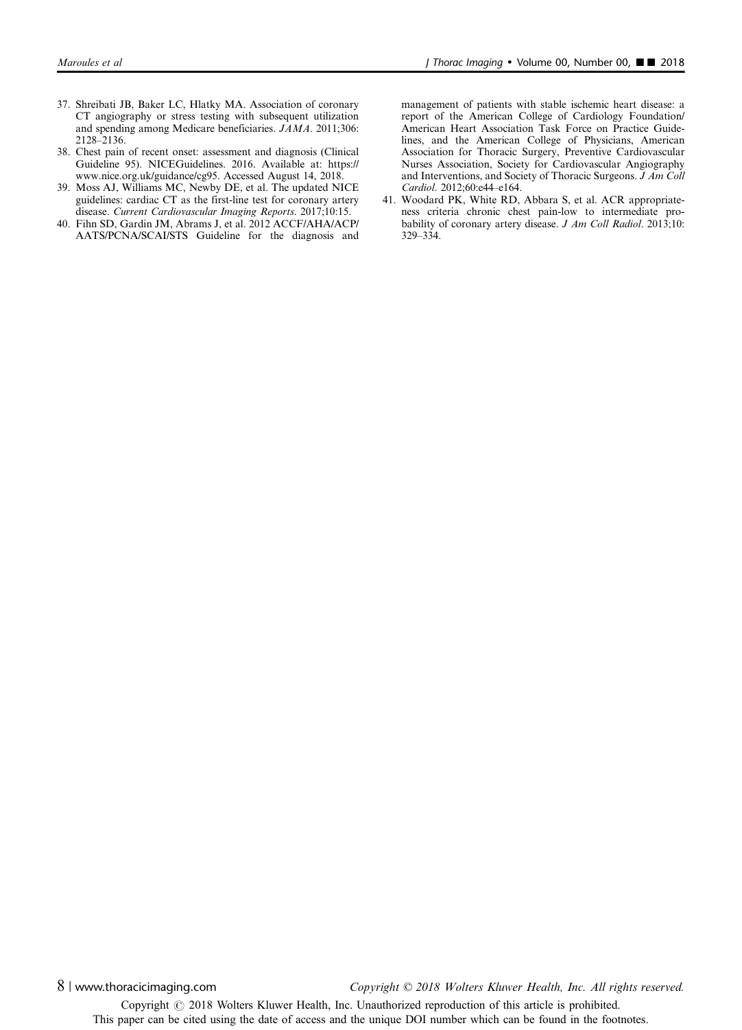37. Shreibati JB, Baker LC, Hlatky MA. Association of coronary CT angiography or stress testing with subsequent utilization and spending among Medicare beneficiaries. *JAMA*. 2011;306: 2128–2136.
38. Chest pain of recent onset: assessment and diagnosis (Clinical Guideline 95). NICEGuidelines. 2016. Available at: https://www.nice.org.uk/guidance/cg95. Accessed August 14, 2018.
39. Moss AJ, Williams MC, Newby DE, et al. The updated NICE guidelines: cardiac CT as the first-line test for coronary artery disease. *Current Cardiovascular Imaging Reports*. 2017;10:15.
40. Fihn SD, Gardin JM, Abrams J, et al. 2012 ACCF/AHA/ACP/AATS/PCNA/SCAI/STS Guideline for the diagnosis and management of patients with stable ischemic heart disease: a report of the American College of Cardiology Foundation/American Heart Association Task Force on Practice Guidelines, and the American College of Physicians, American Association for Thoracic Surgery, Preventive Cardiovascular Nurses Association, Society for Cardiovascular Angiography and Interventions, and Society of Thoracic Surgeons. *J Am Coll Cardiol*. 2012;60:e44–e164.
41. Woodard PK, White RD, Abbara S, et al. ACR appropriateness criteria chronic chest pain-low to intermediate probability of coronary artery disease. *J Am Coll Radiol*. 2013;10: 329–334.